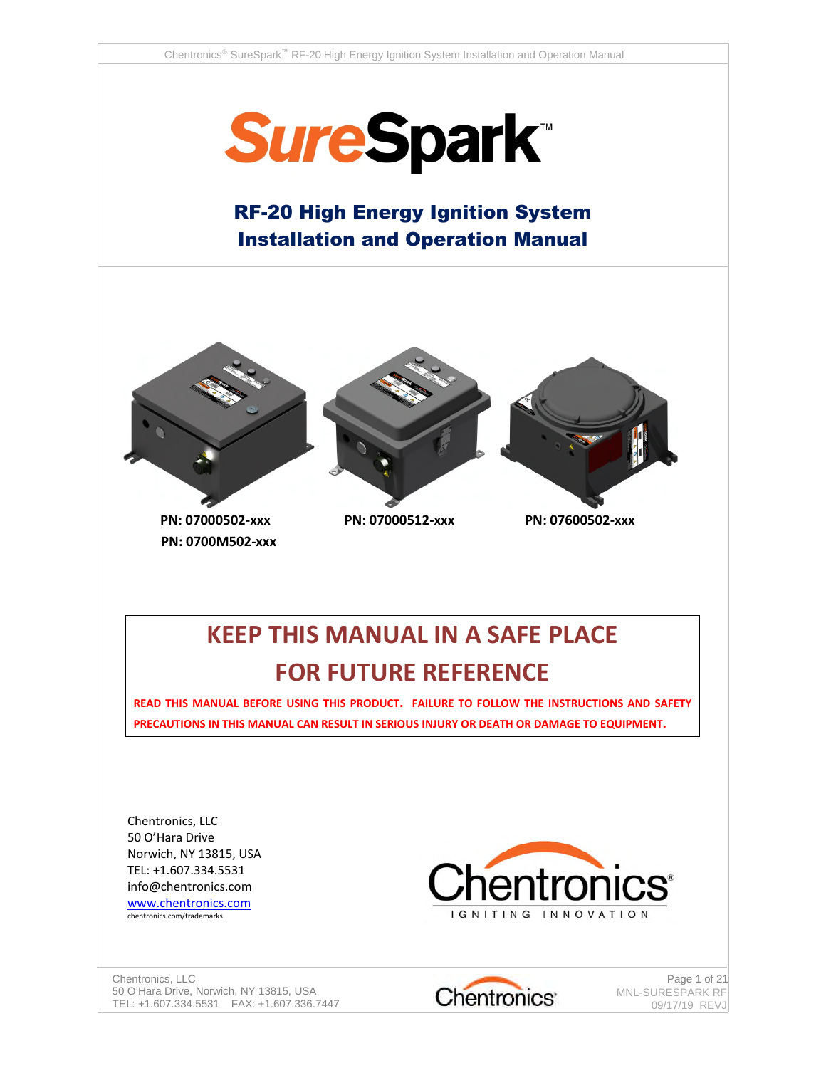# SureSpark™

## RF-20 High Energy Ignition System Installation and Operation Manual

**PN: 07000502-xxx**
**PN: 0700M502-xxx**

**PN: 07000512-xxx**

**PN: 07600502-xxx**

## KEEP THIS MANUAL IN A SAFE PLACE FOR FUTURE REFERENCE

**READ THIS MANUAL BEFORE USING THIS PRODUCT. FAILURE TO FOLLOW THE INSTRUCTIONS AND SAFETY PRECAUTIONS IN THIS MANUAL CAN RESULT IN SERIOUS INJURY OR DEATH OR DAMAGE TO EQUIPMENT.**

Chentronics, LLC
50 O'Hara Drive
Norwich, NY 13815, USA
TEL: +1.607.334.5531
info@chentronics.com
www.chentronics.com
chentronics.com/trademarks

Chentronics®
IGNITING INNOVATION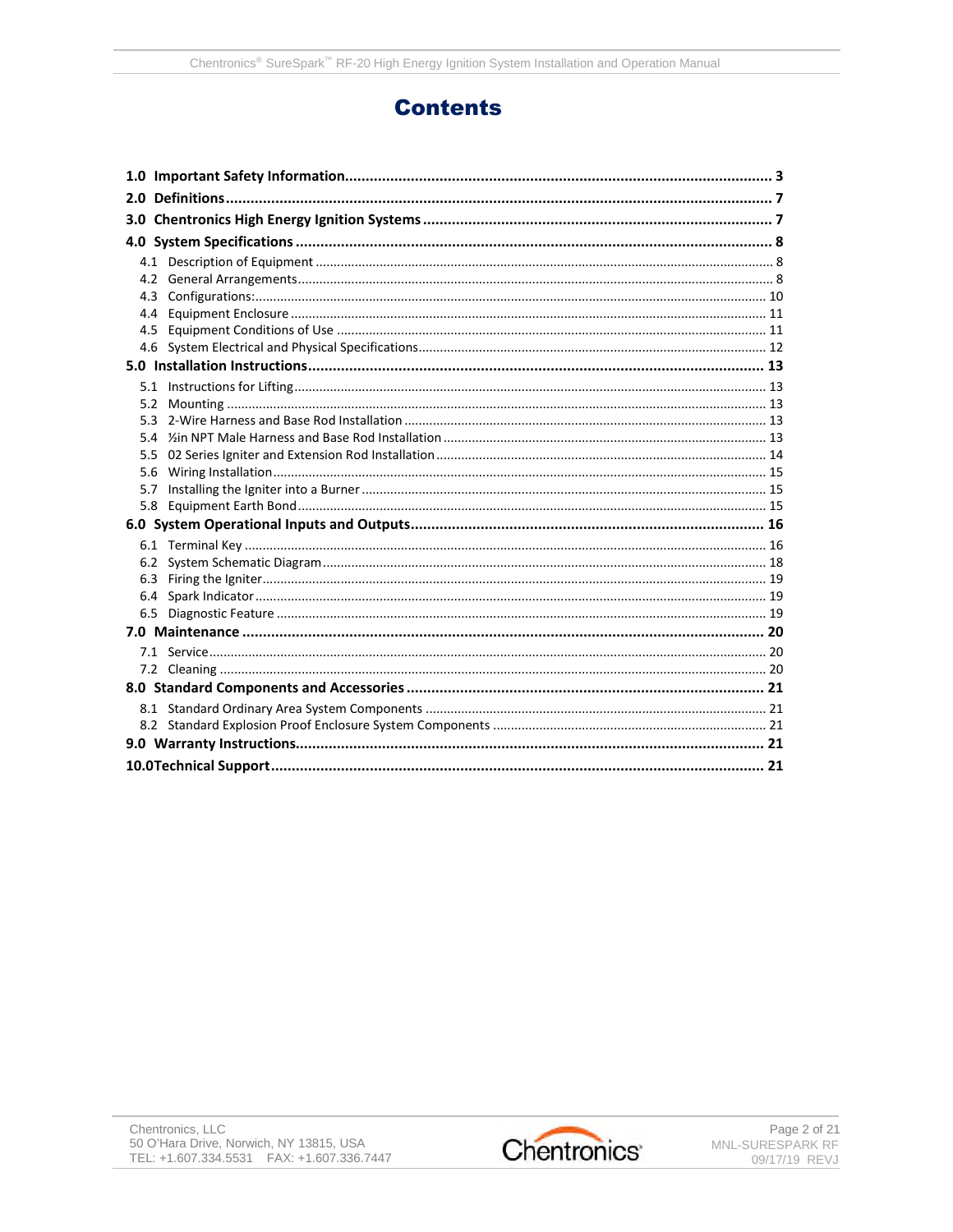# Contents

**1.0 Important Safety Information....................................................................................................... 3**

**2.0 Definitions.................................................................................................................................... 7**

**3.0 Chentronics High Energy Ignition Systems .................................................................................... 7**

**4.0 System Specifications ................................................................................................................... 8**

4.1 Description of Equipment ............................................................................................................... 8

4.2 General Arrangements.................................................................................................................... 8

4.3 Configurations:.............................................................................................................................. 10

4.4 Equipment Enclosure .................................................................................................................... 11

4.5 Equipment Conditions of Use ........................................................................................................ 11

4.6 System Electrical and Physical Specifications................................................................................ 12

**5.0 Installation Instructions.............................................................................................................. 13**

5.1 Instructions for Lifting................................................................................................................... 13

5.2 Mounting ...................................................................................................................................... 13

5.3 2-Wire Harness and Base Rod Installation ..................................................................................... 13

5.4 ½in NPT Male Harness and Base Rod Installation .......................................................................... 13

5.5 02 Series Igniter and Extension Rod Installation ........................................................................... 14

5.6 Wiring Installation......................................................................................................................... 15

5.7 Installing the Igniter into a Burner ................................................................................................ 15

5.8 Equipment Earth Bond.................................................................................................................. 15

**6.0 System Operational Inputs and Outputs..................................................................................... 16**

6.1 Terminal Key ................................................................................................................................. 16

6.2 System Schematic Diagram........................................................................................................... 18

6.3 Firing the Igniter............................................................................................................................ 19

6.4 Spark Indicator .............................................................................................................................. 19

6.5 Diagnostic Feature ........................................................................................................................ 19

**7.0 Maintenance ............................................................................................................................. 20**

7.1 Service........................................................................................................................................... 20

7.2 Cleaning ........................................................................................................................................ 20

**8.0 Standard Components and Accessories...................................................................................... 21**

8.1 Standard Ordinary Area System Components ............................................................................... 21

8.2 Standard Explosion Proof Enclosure System Components ............................................................ 21

**9.0 Warranty Instructions................................................................................................................. 21**

**10.0 Technical Support....................................................................................................................... 21**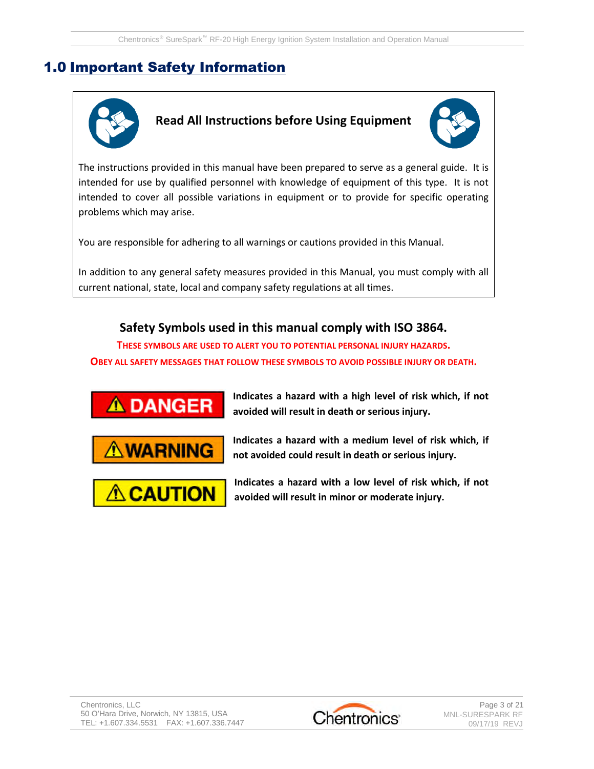# 1.0 Important Safety Information

**Read All Instructions before Using Equipment**

The instructions provided in this manual have been prepared to serve as a general guide. It is intended for use by qualified personnel with knowledge of equipment of this type. It is not intended to cover all possible variations in equipment or to provide for specific operating problems which may arise.

You are responsible for adhering to all warnings or cautions provided in this Manual.

In addition to any general safety measures provided in this Manual, you must comply with all current national, state, local and company safety regulations at all times.

## Safety Symbols used in this manual comply with ISO 3864.

**THESE SYMBOLS ARE USED TO ALERT YOU TO POTENTIAL PERSONAL INJURY HAZARDS.**

**OBEY ALL SAFETY MESSAGES THAT FOLLOW THESE SYMBOLS TO AVOID POSSIBLE INJURY OR DEATH.**

**⚠ DANGER** — **Indicates a hazard with a high level of risk which, if not avoided will result in death or serious injury.**

**⚠ WARNING** — **Indicates a hazard with a medium level of risk which, if not avoided could result in death or serious injury.**

**⚠ CAUTION** — **Indicates a hazard with a low level of risk which, if not avoided will result in minor or moderate injury.**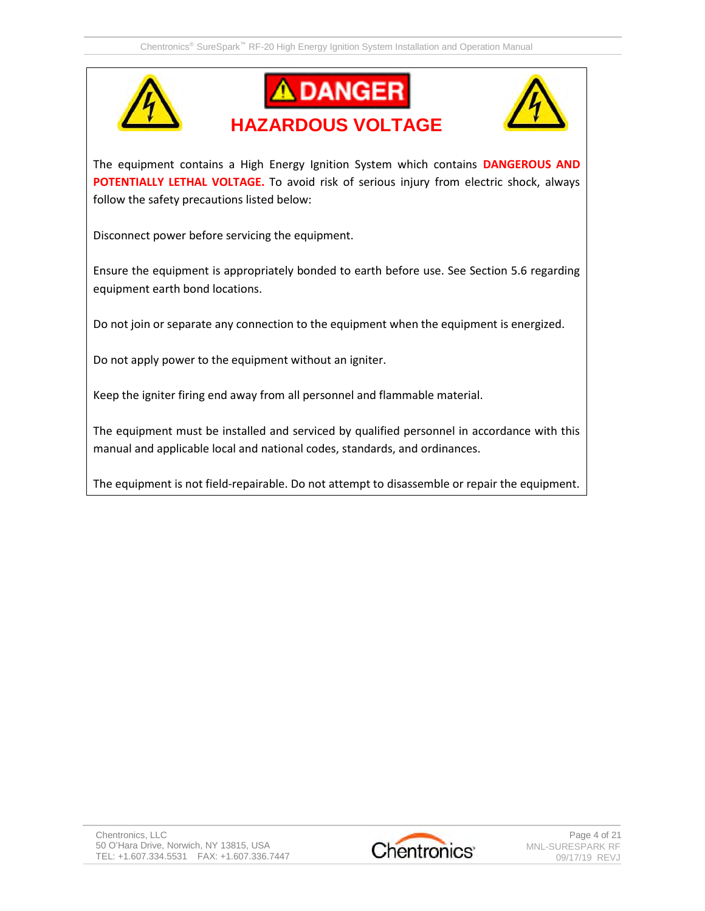# ⚠ DANGER

## HAZARDOUS VOLTAGE

The equipment contains a High Energy Ignition System which contains **DANGEROUS AND POTENTIALLY LETHAL VOLTAGE.** To avoid risk of serious injury from electric shock, always follow the safety precautions listed below:

Disconnect power before servicing the equipment.

Ensure the equipment is appropriately bonded to earth before use. See Section 5.6 regarding equipment earth bond locations.

Do not join or separate any connection to the equipment when the equipment is energized.

Do not apply power to the equipment without an igniter.

Keep the igniter firing end away from all personnel and flammable material.

The equipment must be installed and serviced by qualified personnel in accordance with this manual and applicable local and national codes, standards, and ordinances.

The equipment is not field-repairable. Do not attempt to disassemble or repair the equipment.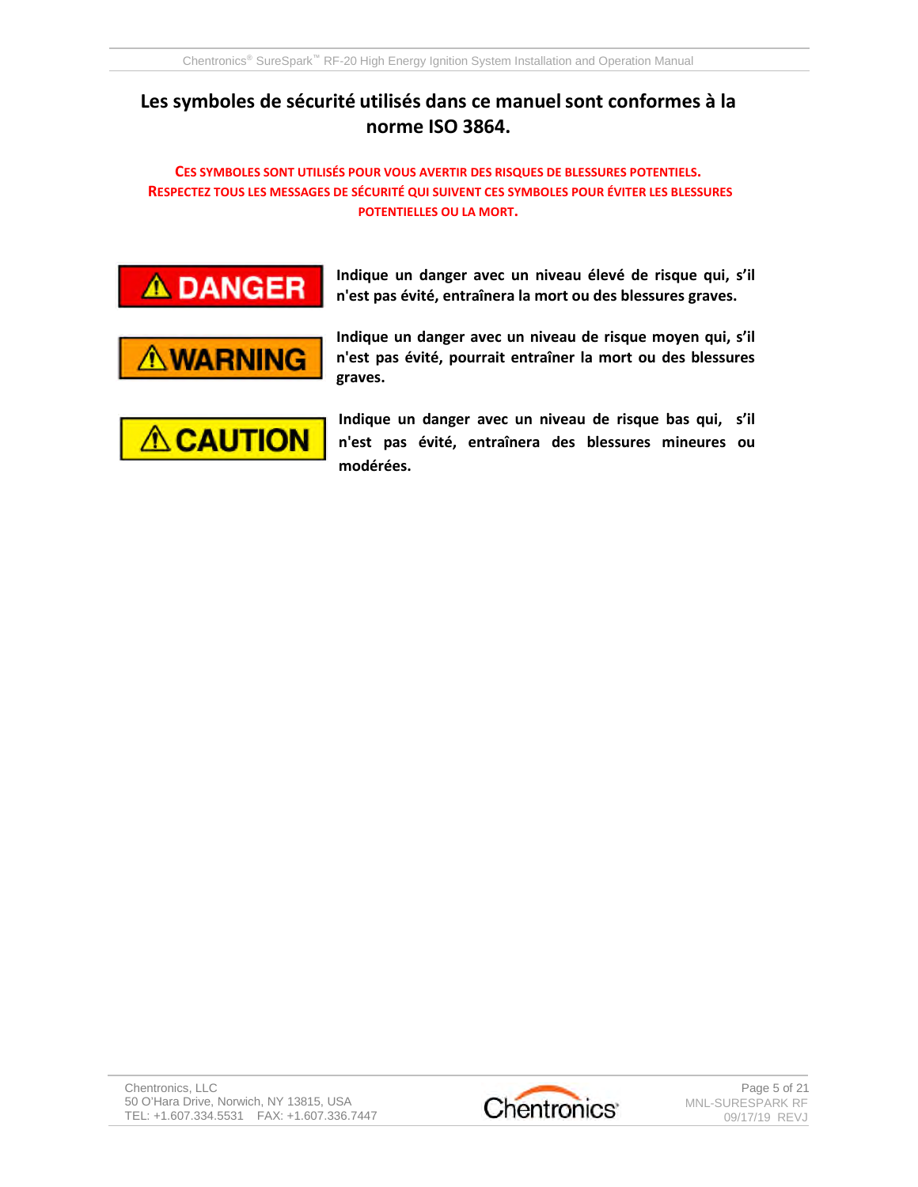## Les symboles de sécurité utilisés dans ce manuel sont conformes à la norme ISO 3864.

**CES SYMBOLES SONT UTILISÉS POUR VOUS AVERTIR DES RISQUES DE BLESSURES POTENTIELS. RESPECTEZ TOUS LES MESSAGES DE SÉCURITÉ QUI SUIVENT CES SYMBOLES POUR ÉVITER LES BLESSURES POTENTIELLES OU LA MORT.**

| | |
|---|---|
| ⚠ DANGER | **Indique un danger avec un niveau élevé de risque qui, s'il n'est pas évité, entraînera la mort ou des blessures graves.** |
| ⚠ WARNING | **Indique un danger avec un niveau de risque moyen qui, s'il n'est pas évité, pourrait entraîner la mort ou des blessures graves.** |
| ⚠ CAUTION | **Indique un danger avec un niveau de risque bas qui, s'il n'est pas évité, entraînera des blessures mineures ou modérées.** |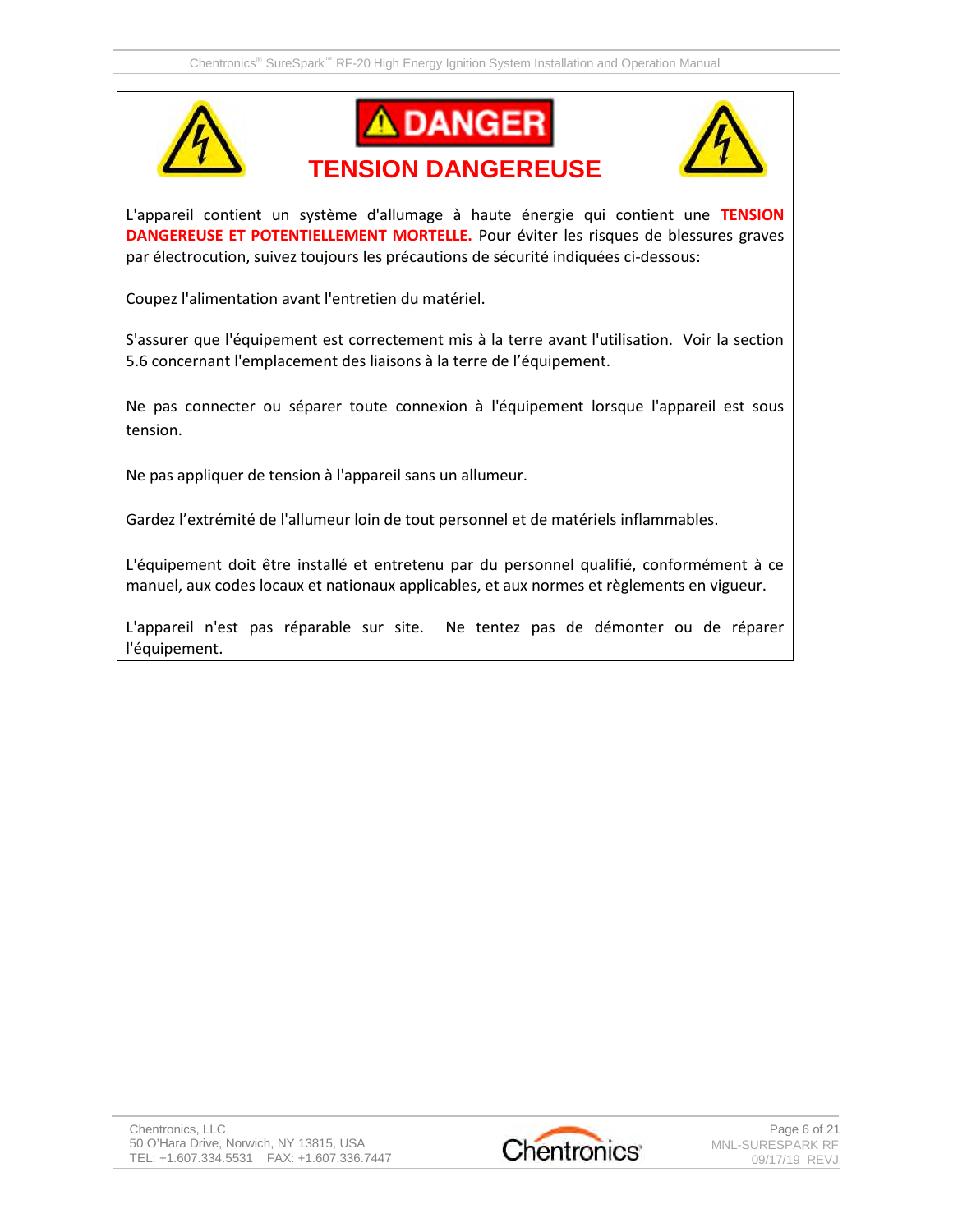# DANGER

## TENSION DANGEREUSE

L'appareil contient un système d'allumage à haute énergie qui contient une **TENSION DANGEREUSE ET POTENTIELLEMENT MORTELLE.** Pour éviter les risques de blessures graves par électrocution, suivez toujours les précautions de sécurité indiquées ci-dessous:

Coupez l'alimentation avant l'entretien du matériel.

S'assurer que l'équipement est correctement mis à la terre avant l'utilisation. Voir la section 5.6 concernant l'emplacement des liaisons à la terre de l'équipement.

Ne pas connecter ou séparer toute connexion à l'équipement lorsque l'appareil est sous tension.

Ne pas appliquer de tension à l'appareil sans un allumeur.

Gardez l'extrémité de l'allumeur loin de tout personnel et de matériels inflammables.

L'équipement doit être installé et entretenu par du personnel qualifié, conformément à ce manuel, aux codes locaux et nationaux applicables, et aux normes et règlements en vigueur.

L'appareil n'est pas réparable sur site. Ne tentez pas de démonter ou de réparer l'équipement.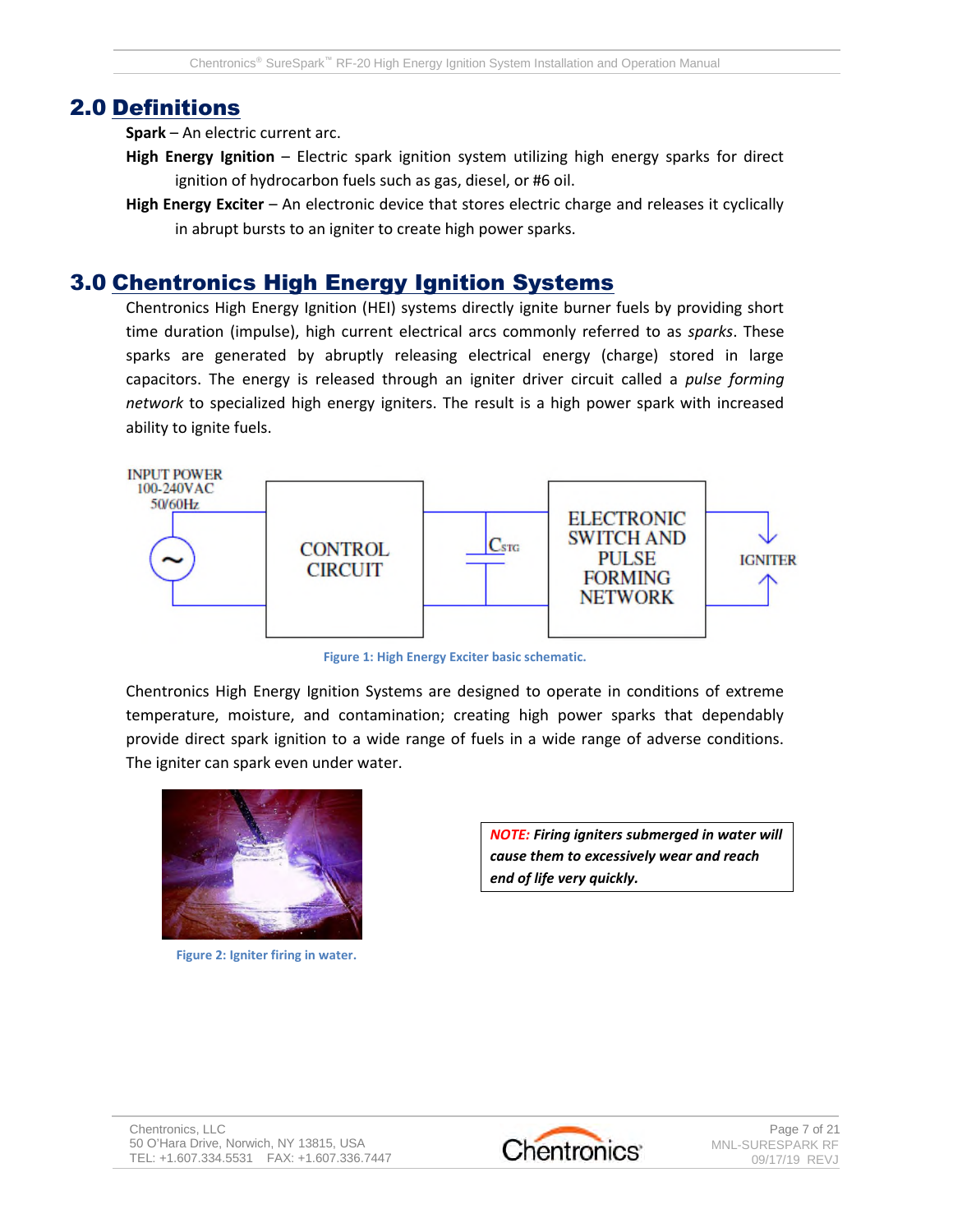## 2.0 Definitions

**Spark** – An electric current arc.

**High Energy Ignition** – Electric spark ignition system utilizing high energy sparks for direct ignition of hydrocarbon fuels such as gas, diesel, or #6 oil.

**High Energy Exciter** – An electronic device that stores electric charge and releases it cyclically in abrupt bursts to an igniter to create high power sparks.

## 3.0 Chentronics High Energy Ignition Systems

Chentronics High Energy Ignition (HEI) systems directly ignite burner fuels by providing short time duration (impulse), high current electrical arcs commonly referred to as *sparks*. These sparks are generated by abruptly releasing electrical energy (charge) stored in large capacitors. The energy is released through an igniter driver circuit called a *pulse forming network* to specialized high energy igniters. The result is a high power spark with increased ability to ignite fuels.

INPUT POWER 100-240VAC 50/60Hz — CONTROL CIRCUIT — $C_{STG}$ — ELECTRONIC SWITCH AND PULSE FORMING NETWORK — IGNITER

Figure 1: High Energy Exciter basic schematic.

Chentronics High Energy Ignition Systems are designed to operate in conditions of extreme temperature, moisture, and contamination; creating high power sparks that dependably provide direct spark ignition to a wide range of fuels in a wide range of adverse conditions. The igniter can spark even under water.

Figure 2: Igniter firing in water.

> ***NOTE:*** ***Firing igniters submerged in water will cause them to excessively wear and reach end of life very quickly.***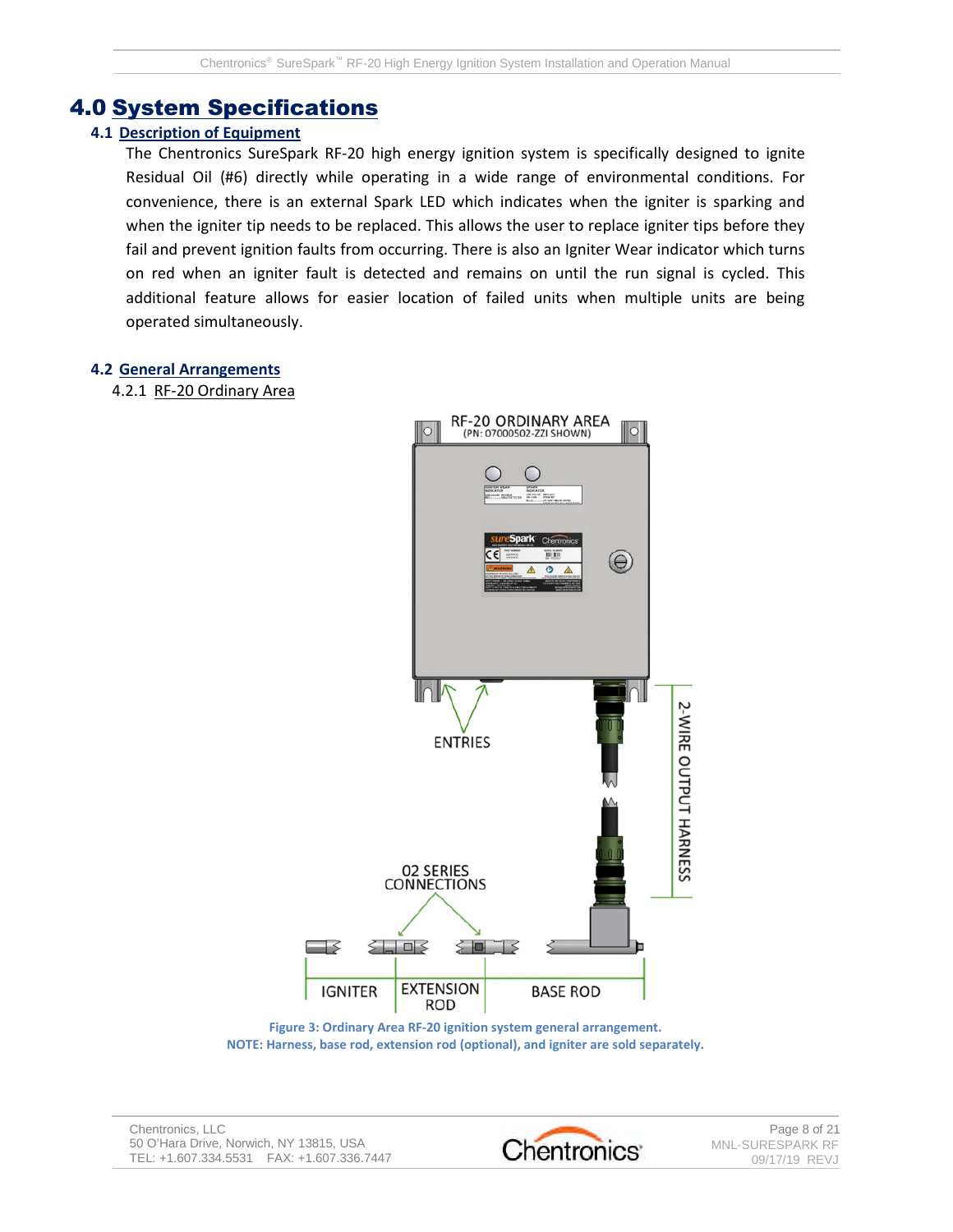# 4.0 System Specifications

## 4.1 Description of Equipment

The Chentronics SureSpark RF-20 high energy ignition system is specifically designed to ignite Residual Oil (#6) directly while operating in a wide range of environmental conditions. For convenience, there is an external Spark LED which indicates when the igniter is sparking and when the igniter tip needs to be replaced. This allows the user to replace igniter tips before they fail and prevent ignition faults from occurring. There is also an Igniter Wear indicator which turns on red when an igniter fault is detected and remains on until the run signal is cycled. This additional feature allows for easier location of failed units when multiple units are being operated simultaneously.

## 4.2 General Arrangements

### 4.2.1 RF-20 Ordinary Area

Figure 3: Ordinary Area RF-20 ignition system general arrangement.

NOTE: Harness, base rod, extension rod (optional), and igniter are sold separately.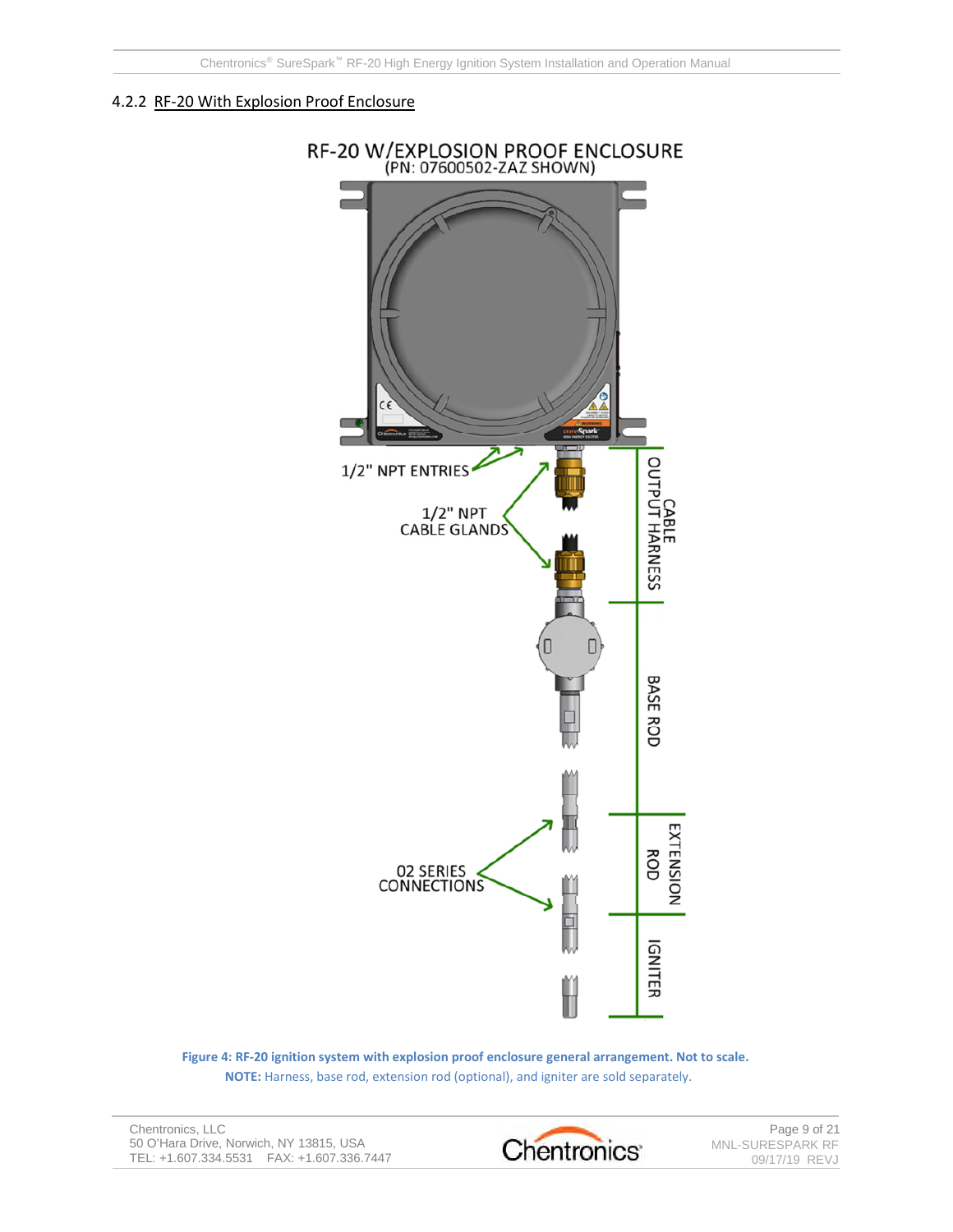### 4.2.2 RF-20 With Explosion Proof Enclosure

RF-20 W/EXPLOSION PROOF ENCLOSURE
(PN: 07600502-ZAZ SHOWN)

1/2" NPT ENTRIES

1/2" NPT CABLE GLANDS

CABLE OUTPUT HARNESS

BASE ROD

02 SERIES CONNECTIONS

EXTENSION ROD

IGNITER

**Figure 4: RF-20 ignition system with explosion proof enclosure general arrangement. Not to scale.**

**NOTE:** Harness, base rod, extension rod (optional), and igniter are sold separately.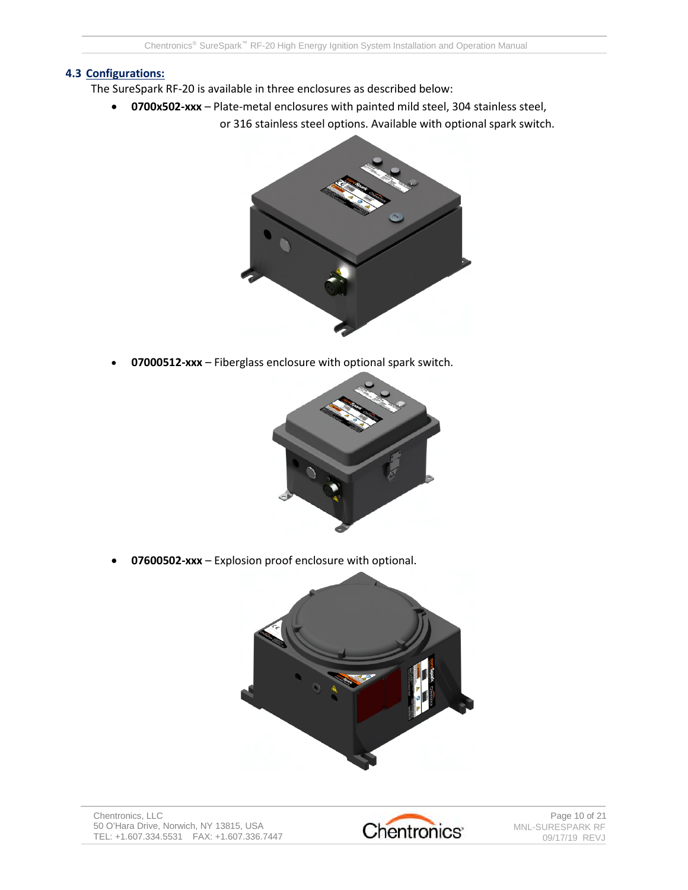### 4.3 Configurations:

The SureSpark RF-20 is available in three enclosures as described below:

- **0700x502-xxx** – Plate-metal enclosures with painted mild steel, 304 stainless steel, or 316 stainless steel options. Available with optional spark switch.

- **07000512-xxx** – Fiberglass enclosure with optional spark switch.

- **07600502-xxx** – Explosion proof enclosure with optional.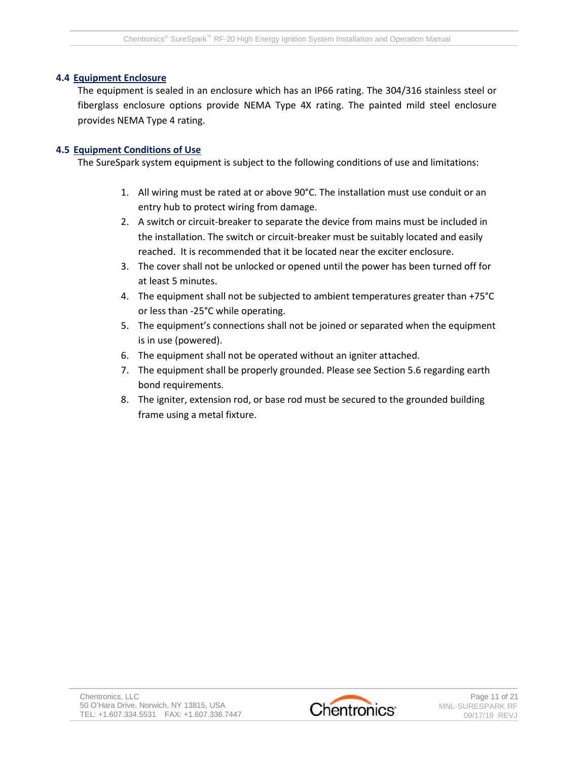## 4.4 Equipment Enclosure

The equipment is sealed in an enclosure which has an IP66 rating. The 304/316 stainless steel or fiberglass enclosure options provide NEMA Type 4X rating. The painted mild steel enclosure provides NEMA Type 4 rating.

## 4.5 Equipment Conditions of Use

The SureSpark system equipment is subject to the following conditions of use and limitations:

1. All wiring must be rated at or above 90°C. The installation must use conduit or an entry hub to protect wiring from damage.
2. A switch or circuit-breaker to separate the device from mains must be included in the installation. The switch or circuit-breaker must be suitably located and easily reached. It is recommended that it be located near the exciter enclosure.
3. The cover shall not be unlocked or opened until the power has been turned off for at least 5 minutes.
4. The equipment shall not be subjected to ambient temperatures greater than +75°C or less than -25°C while operating.
5. The equipment's connections shall not be joined or separated when the equipment is in use (powered).
6. The equipment shall not be operated without an igniter attached.
7. The equipment shall be properly grounded. Please see Section 5.6 regarding earth bond requirements.
8. The igniter, extension rod, or base rod must be secured to the grounded building frame using a metal fixture.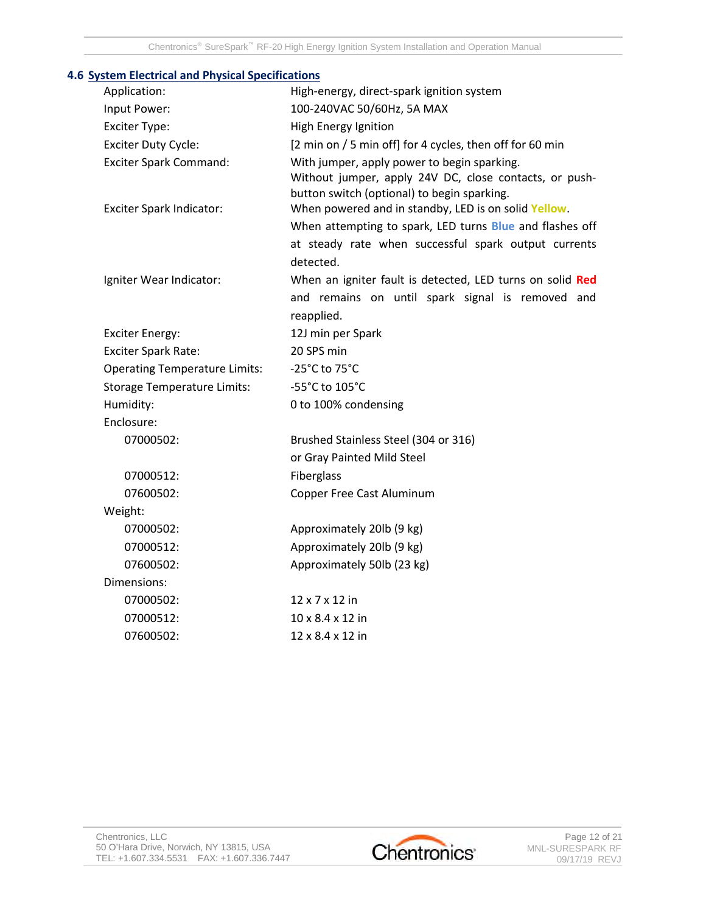## 4.6 System Electrical and Physical Specifications

| | |
|---|---|
| Application: | High-energy, direct-spark ignition system |
| Input Power: | 100-240VAC 50/60Hz, 5A MAX |
| Exciter Type: | High Energy Ignition |
| Exciter Duty Cycle: | [2 min on / 5 min off] for 4 cycles, then off for 60 min |
| Exciter Spark Command: | With jumper, apply power to begin sparking. Without jumper, apply 24V DC, close contacts, or push-button switch (optional) to begin sparking. |
| Exciter Spark Indicator: | When powered and in standby, LED is on solid **Yellow**. When attempting to spark, LED turns **Blue** and flashes off at steady rate when successful spark output currents detected. |
| Igniter Wear Indicator: | When an igniter fault is detected, LED turns on solid **Red** and remains on until spark signal is removed and reapplied. |
| Exciter Energy: | 12J min per Spark |
| Exciter Spark Rate: | 20 SPS min |
| Operating Temperature Limits: | -25°C to 75°C |
| Storage Temperature Limits: | -55°C to 105°C |
| Humidity: | 0 to 100% condensing |
| Enclosure: | |
| 07000502: | Brushed Stainless Steel (304 or 316) or Gray Painted Mild Steel |
| 07000512: | Fiberglass |
| 07600502: | Copper Free Cast Aluminum |
| Weight: | |
| 07000502: | Approximately 20lb (9 kg) |
| 07000512: | Approximately 20lb (9 kg) |
| 07600502: | Approximately 50lb (23 kg) |
| Dimensions: | |
| 07000502: | 12 x 7 x 12 in |
| 07000512: | 10 x 8.4 x 12 in |
| 07600502: | 12 x 8.4 x 12 in |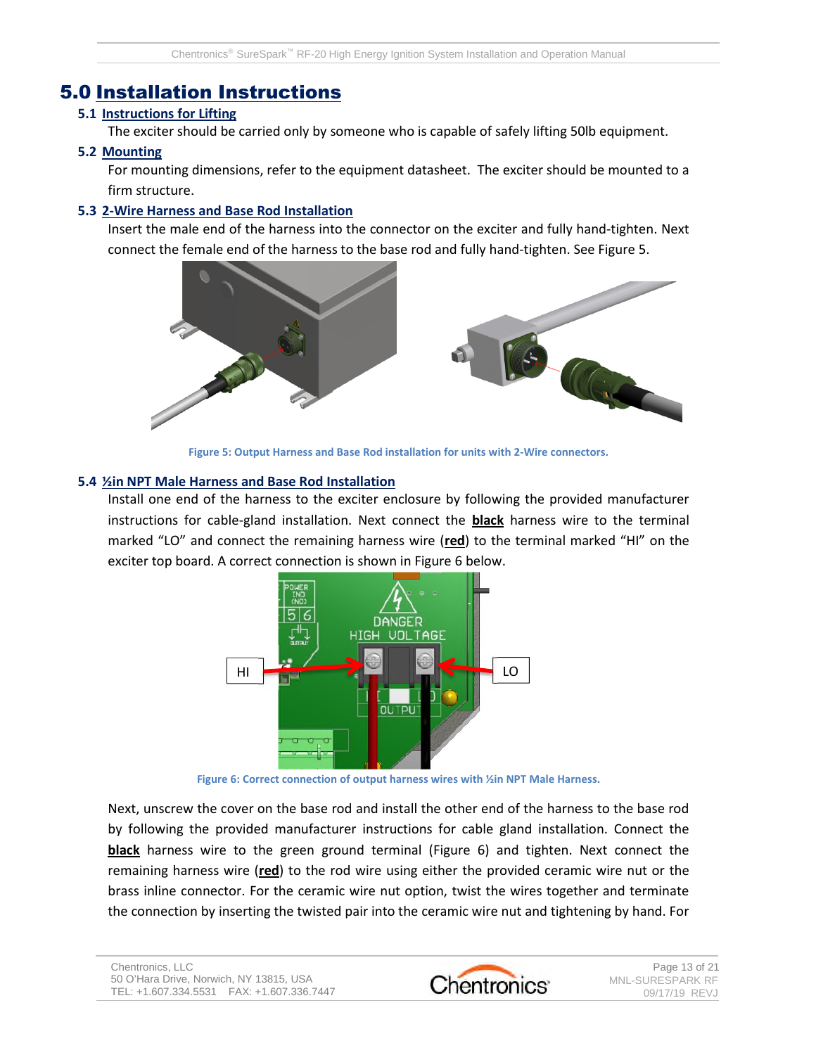# 5.0 Installation Instructions

## 5.1 Instructions for Lifting

The exciter should be carried only by someone who is capable of safely lifting 50lb equipment.

## 5.2 Mounting

For mounting dimensions, refer to the equipment datasheet. The exciter should be mounted to a firm structure.

## 5.3 2-Wire Harness and Base Rod Installation

Insert the male end of the harness into the connector on the exciter and fully hand-tighten. Next connect the female end of the harness to the base rod and fully hand-tighten. See Figure 5.

Figure 5: Output Harness and Base Rod installation for units with 2-Wire connectors.

## 5.4 ½in NPT Male Harness and Base Rod Installation

Install one end of the harness to the exciter enclosure by following the provided manufacturer instructions for cable-gland installation. Next connect the **black** harness wire to the terminal marked "LO" and connect the remaining harness wire (**red**) to the terminal marked "HI" on the exciter top board. A correct connection is shown in Figure 6 below.

Figure 6: Correct connection of output harness wires with ½in NPT Male Harness.

Next, unscrew the cover on the base rod and install the other end of the harness to the base rod by following the provided manufacturer instructions for cable gland installation. Connect the **black** harness wire to the green ground terminal (Figure 6) and tighten. Next connect the remaining harness wire (**red**) to the rod wire using either the provided ceramic wire nut or the brass inline connector. For the ceramic wire nut option, twist the wires together and terminate the connection by inserting the twisted pair into the ceramic wire nut and tightening by hand. For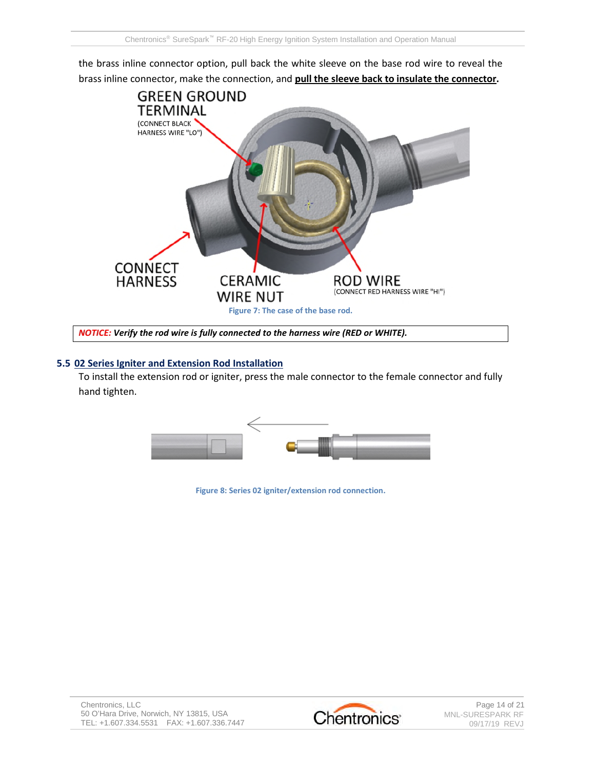the brass inline connector option, pull back the white sleeve on the base rod wire to reveal the brass inline connector, make the connection, and **pull the sleeve back to insulate the connector.**

GREEN GROUND TERMINAL
(CONNECT BLACK HARNESS WIRE "LO")

CONNECT HARNESS

CERAMIC WIRE NUT

ROD WIRE
(CONNECT RED HARNESS WIRE "HI")

Figure 7: The case of the base rod.

***NOTICE:*** ***Verify the rod wire is fully connected to the harness wire (RED or WHITE).***

## 5.5 02 Series Igniter and Extension Rod Installation

To install the extension rod or igniter, press the male connector to the female connector and fully hand tighten.

Figure 8: Series 02 igniter/extension rod connection.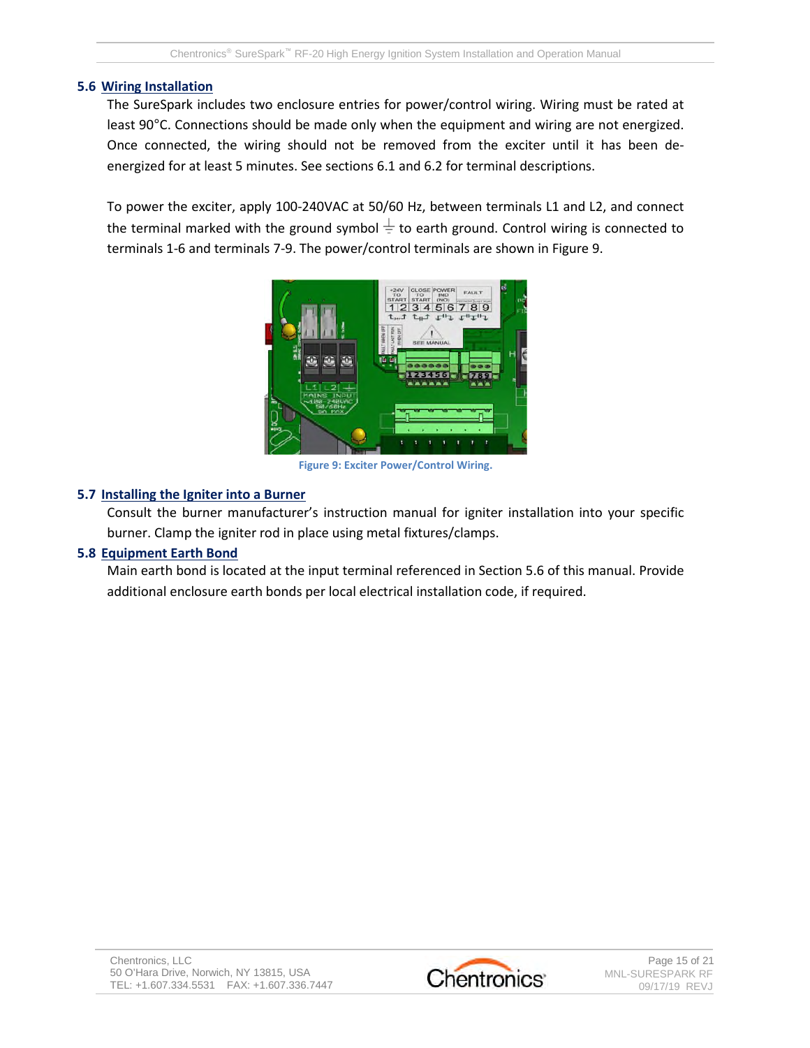## 5.6 Wiring Installation

The SureSpark includes two enclosure entries for power/control wiring. Wiring must be rated at least 90°C. Connections should be made only when the equipment and wiring are not energized. Once connected, the wiring should not be removed from the exciter until it has been de-energized for at least 5 minutes. See sections 6.1 and 6.2 for terminal descriptions.

To power the exciter, apply 100-240VAC at 50/60 Hz, between terminals L1 and L2, and connect the terminal marked with the ground symbol ⏚ to earth ground. Control wiring is connected to terminals 1-6 and terminals 7-9. The power/control terminals are shown in Figure 9.

Figure 9: Exciter Power/Control Wiring.

## 5.7 Installing the Igniter into a Burner

Consult the burner manufacturer's instruction manual for igniter installation into your specific burner. Clamp the igniter rod in place using metal fixtures/clamps.

## 5.8 Equipment Earth Bond

Main earth bond is located at the input terminal referenced in Section 5.6 of this manual. Provide additional enclosure earth bonds per local electrical installation code, if required.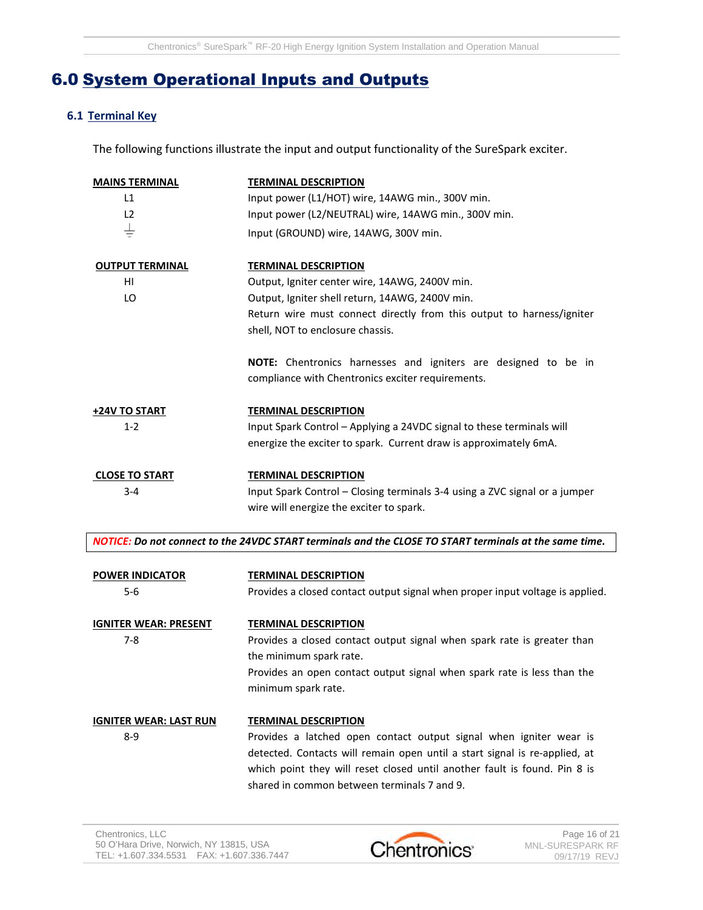# 6.0 System Operational Inputs and Outputs

## 6.1 Terminal Key

The following functions illustrate the input and output functionality of the SureSpark exciter.

| MAINS TERMINAL | TERMINAL DESCRIPTION |
|---|---|
| L1 | Input power (L1/HOT) wire, 14AWG min., 300V min. |
| L2 | Input power (L2/NEUTRAL) wire, 14AWG min., 300V min. |
| ⏚ | Input (GROUND) wire, 14AWG, 300V min. |

| OUTPUT TERMINAL | TERMINAL DESCRIPTION |
|---|---|
| HI | Output, Igniter center wire, 14AWG, 2400V min. |
| LO | Output, Igniter shell return, 14AWG, 2400V min. Return wire must connect directly from this output to harness/igniter shell, NOT to enclosure chassis. |

**NOTE:** Chentronics harnesses and igniters are designed to be in compliance with Chentronics exciter requirements.

| +24V TO START | TERMINAL DESCRIPTION |
|---|---|
| 1-2 | Input Spark Control – Applying a 24VDC signal to these terminals will energize the exciter to spark. Current draw is approximately 6mA. |

| CLOSE TO START | TERMINAL DESCRIPTION |
|---|---|
| 3-4 | Input Spark Control – Closing terminals 3-4 using a ZVC signal or a jumper wire will energize the exciter to spark. |

***NOTICE:* *Do not connect to the 24VDC START terminals and the CLOSE TO START terminals at the same time.***

| POWER INDICATOR | TERMINAL DESCRIPTION |
|---|---|
| 5-6 | Provides a closed contact output signal when proper input voltage is applied. |

| IGNITER WEAR: PRESENT | TERMINAL DESCRIPTION |
|---|---|
| 7-8 | Provides a closed contact output signal when spark rate is greater than the minimum spark rate. Provides an open contact output signal when spark rate is less than the minimum spark rate. |

| IGNITER WEAR: LAST RUN | TERMINAL DESCRIPTION |
|---|---|
| 8-9 | Provides a latched open contact output signal when igniter wear is detected. Contacts will remain open until a start signal is re-applied, at which point they will reset closed until another fault is found. Pin 8 is shared in common between terminals 7 and 9. |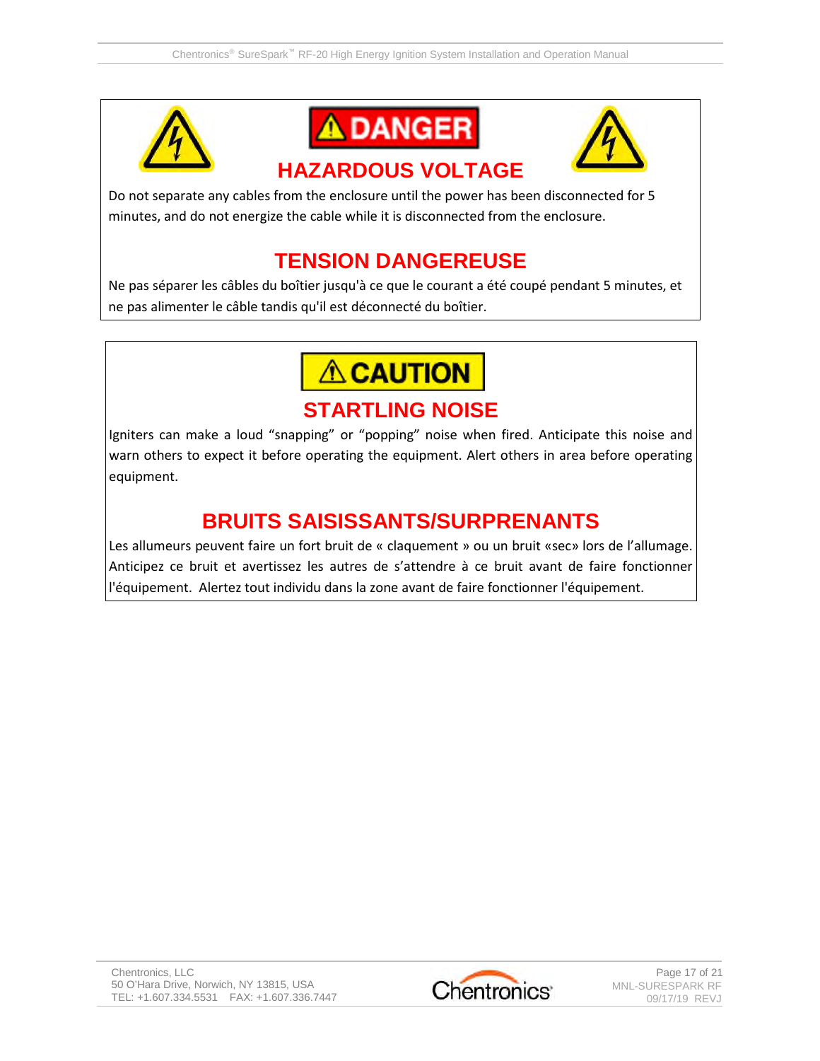**⚠ DANGER**

## HAZARDOUS VOLTAGE

Do not separate any cables from the enclosure until the power has been disconnected for 5 minutes, and do not energize the cable while it is disconnected from the enclosure.

## TENSION DANGEREUSE

Ne pas séparer les câbles du boîtier jusqu'à ce que le courant a été coupé pendant 5 minutes, et ne pas alimenter le câble tandis qu'il est déconnecté du boîtier.

**⚠ CAUTION**

## STARTLING NOISE

Igniters can make a loud “snapping” or “popping” noise when fired. Anticipate this noise and warn others to expect it before operating the equipment. Alert others in area before operating equipment.

## BRUITS SAISISSANTS/SURPRENANTS

Les allumeurs peuvent faire un fort bruit de « claquement » ou un bruit «sec» lors de l’allumage. Anticipez ce bruit et avertissez les autres de s’attendre à ce bruit avant de faire fonctionner l'équipement. Alertez tout individu dans la zone avant de faire fonctionner l'équipement.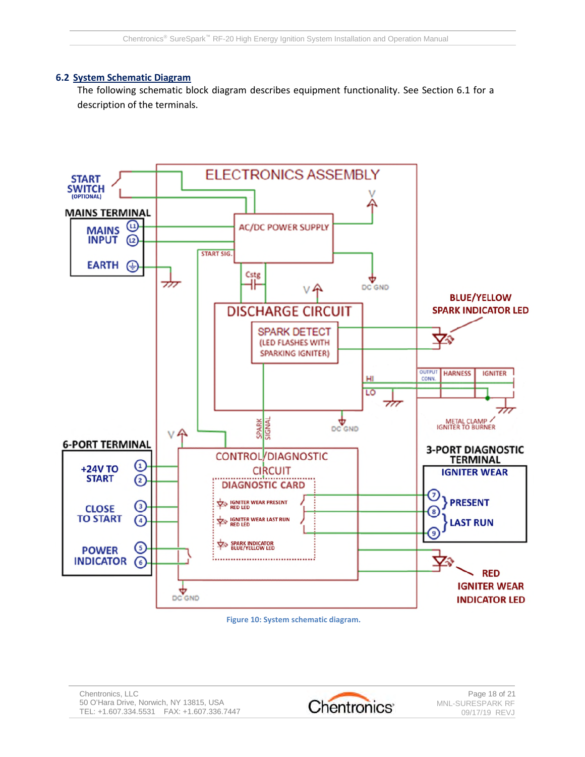## 6.2 System Schematic Diagram

The following schematic block diagram describes equipment functionality. See Section 6.1 for a description of the terminals.

**Figure 10: System schematic diagram.**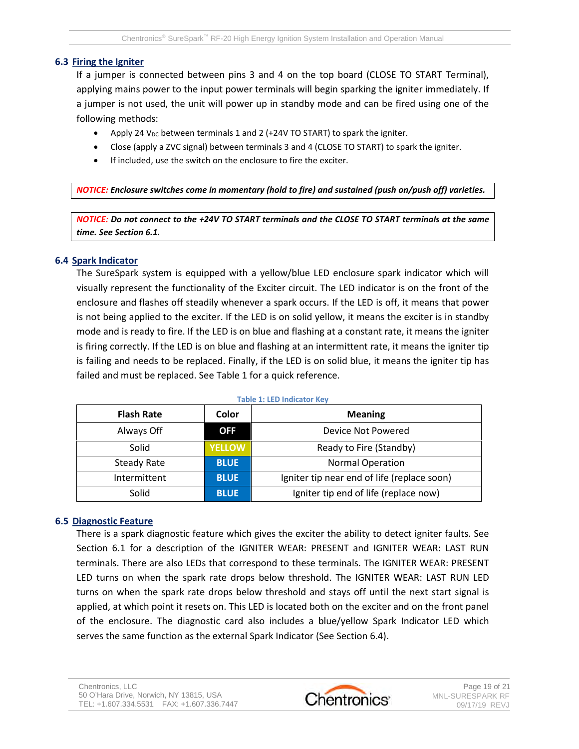## 6.3 Firing the Igniter

If a jumper is connected between pins 3 and 4 on the top board (CLOSE TO START Terminal), applying mains power to the input power terminals will begin sparking the igniter immediately. If a jumper is not used, the unit will power up in standby mode and can be fired using one of the following methods:

- Apply 24 $V_{DC}$ between terminals 1 and 2 (+24V TO START) to spark the igniter.
- Close (apply a ZVC signal) between terminals 3 and 4 (CLOSE TO START) to spark the igniter.
- If included, use the switch on the enclosure to fire the exciter.

> ***NOTICE:* Enclosure switches come in momentary (hold to fire) and sustained (push on/push off) varieties.**

> ***NOTICE:* Do not connect to the +24V TO START terminals and the CLOSE TO START terminals at the same time. See Section 6.1.**

## 6.4 Spark Indicator

The SureSpark system is equipped with a yellow/blue LED enclosure spark indicator which will visually represent the functionality of the Exciter circuit. The LED indicator is on the front of the enclosure and flashes off steadily whenever a spark occurs. If the LED is off, it means that power is not being applied to the exciter. If the LED is on solid yellow, it means the exciter is in standby mode and is ready to fire. If the LED is on blue and flashing at a constant rate, it means the igniter is firing correctly. If the LED is on blue and flashing at an intermittent rate, it means the igniter tip is failing and needs to be replaced. Finally, if the LED is on solid blue, it means the igniter tip has failed and must be replaced. See Table 1 for a quick reference.

**Table 1: LED Indicator Key**

| Flash Rate | Color | Meaning |
|---|---|---|
| Always Off | OFF | Device Not Powered |
| Solid | YELLOW | Ready to Fire (Standby) |
| Steady Rate | BLUE | Normal Operation |
| Intermittent | BLUE | Igniter tip near end of life (replace soon) |
| Solid | BLUE | Igniter tip end of life (replace now) |

## 6.5 Diagnostic Feature

There is a spark diagnostic feature which gives the exciter the ability to detect igniter faults. See Section 6.1 for a description of the IGNITER WEAR: PRESENT and IGNITER WEAR: LAST RUN terminals. There are also LEDs that correspond to these terminals. The IGNITER WEAR: PRESENT LED turns on when the spark rate drops below threshold. The IGNITER WEAR: LAST RUN LED turns on when the spark rate drops below threshold and stays off until the next start signal is applied, at which point it resets on. This LED is located both on the exciter and on the front panel of the enclosure. The diagnostic card also includes a blue/yellow Spark Indicator LED which serves the same function as the external Spark Indicator (See Section 6.4).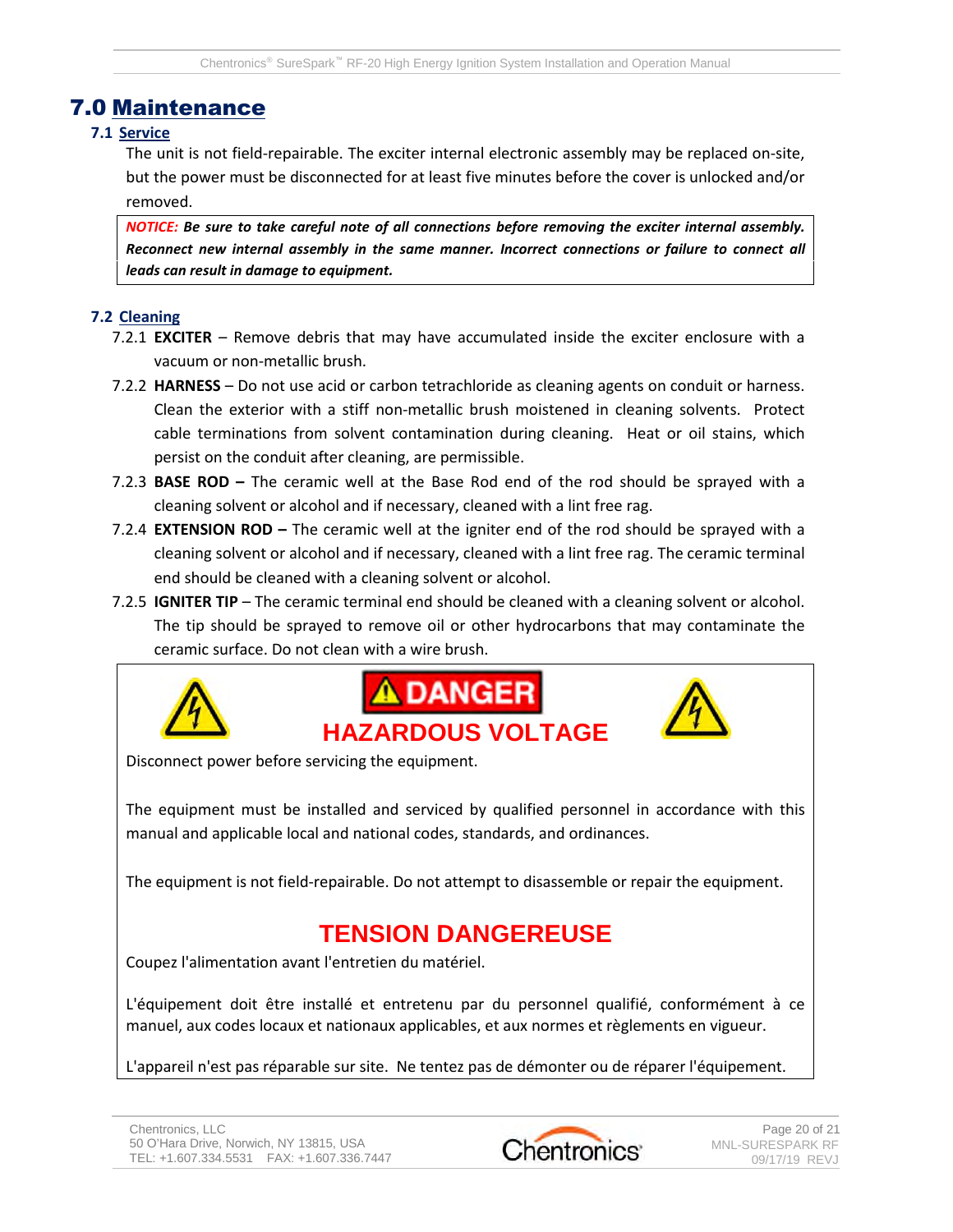# 7.0 Maintenance

## 7.1 Service

The unit is not field-repairable. The exciter internal electronic assembly may be replaced on-site, but the power must be disconnected for at least five minutes before the cover is unlocked and/or removed.

> ***NOTICE:*** ***Be sure to take careful note of all connections before removing the exciter internal assembly. Reconnect new internal assembly in the same manner. Incorrect connections or failure to connect all leads can result in damage to equipment.***

## 7.2 Cleaning

7.2.1 **EXCITER** – Remove debris that may have accumulated inside the exciter enclosure with a vacuum or non-metallic brush.

7.2.2 **HARNESS** – Do not use acid or carbon tetrachloride as cleaning agents on conduit or harness. Clean the exterior with a stiff non-metallic brush moistened in cleaning solvents. Protect cable terminations from solvent contamination during cleaning. Heat or oil stains, which persist on the conduit after cleaning, are permissible.

7.2.3 **BASE ROD –** The ceramic well at the Base Rod end of the rod should be sprayed with a cleaning solvent or alcohol and if necessary, cleaned with a lint free rag.

7.2.4 **EXTENSION ROD –** The ceramic well at the igniter end of the rod should be sprayed with a cleaning solvent or alcohol and if necessary, cleaned with a lint free rag. The ceramic terminal end should be cleaned with a cleaning solvent or alcohol.

7.2.5 **IGNITER TIP** – The ceramic terminal end should be cleaned with a cleaning solvent or alcohol. The tip should be sprayed to remove oil or other hydrocarbons that may contaminate the ceramic surface. Do not clean with a wire brush.

> **DANGER**
>
> **HAZARDOUS VOLTAGE**
>
> Disconnect power before servicing the equipment.
>
> The equipment must be installed and serviced by qualified personnel in accordance with this manual and applicable local and national codes, standards, and ordinances.
>
> The equipment is not field-repairable. Do not attempt to disassemble or repair the equipment.
>
> **TENSION DANGEREUSE**
>
> Coupez l'alimentation avant l'entretien du matériel.
>
> L'équipement doit être installé et entretenu par du personnel qualifié, conformément à ce manuel, aux codes locaux et nationaux applicables, et aux normes et règlements en vigueur.
>
> L'appareil n'est pas réparable sur site. Ne tentez pas de démonter ou de réparer l'équipement.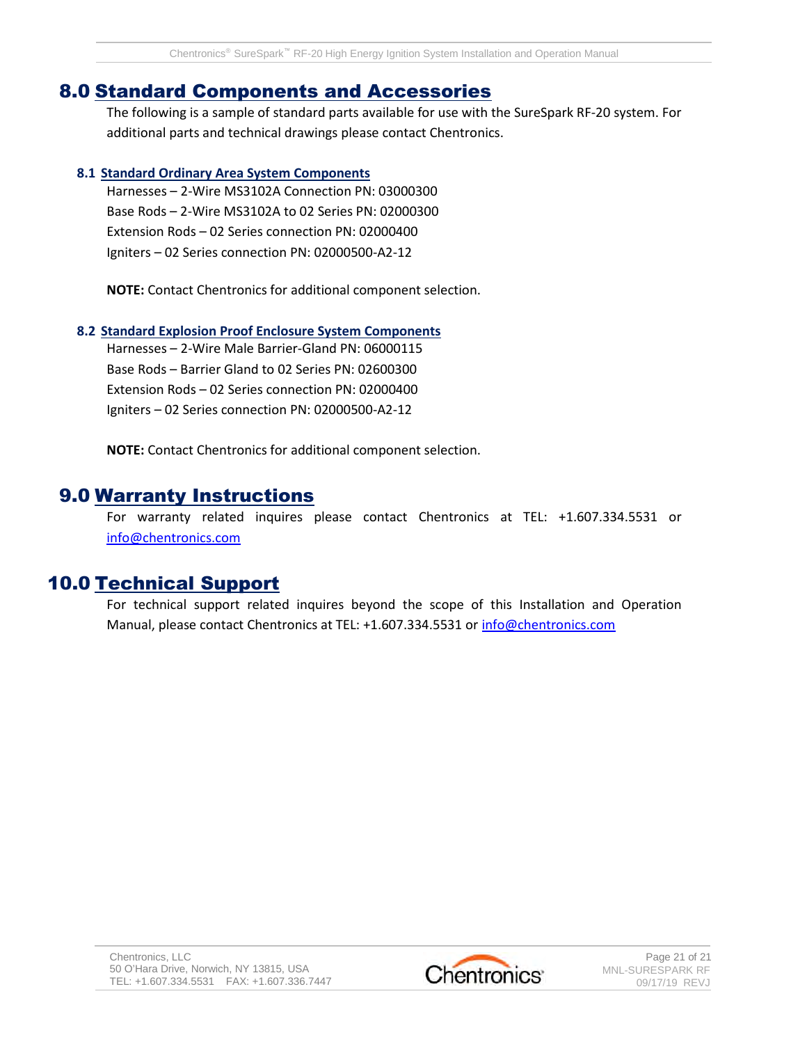# 8.0 Standard Components and Accessories

The following is a sample of standard parts available for use with the SureSpark RF-20 system. For additional parts and technical drawings please contact Chentronics.

## 8.1 Standard Ordinary Area System Components

Harnesses – 2-Wire MS3102A Connection PN: 03000300
Base Rods – 2-Wire MS3102A to 02 Series PN: 02000300
Extension Rods – 02 Series connection PN: 02000400
Igniters – 02 Series connection PN: 02000500-A2-12

**NOTE:** Contact Chentronics for additional component selection.

## 8.2 Standard Explosion Proof Enclosure System Components

Harnesses – 2-Wire Male Barrier-Gland PN: 06000115
Base Rods – Barrier Gland to 02 Series PN: 02600300
Extension Rods – 02 Series connection PN: 02000400
Igniters – 02 Series connection PN: 02000500-A2-12

**NOTE:** Contact Chentronics for additional component selection.

# 9.0 Warranty Instructions

For warranty related inquires please contact Chentronics at TEL: +1.607.334.5531 or info@chentronics.com

# 10.0 Technical Support

For technical support related inquires beyond the scope of this Installation and Operation Manual, please contact Chentronics at TEL: +1.607.334.5531 or info@chentronics.com